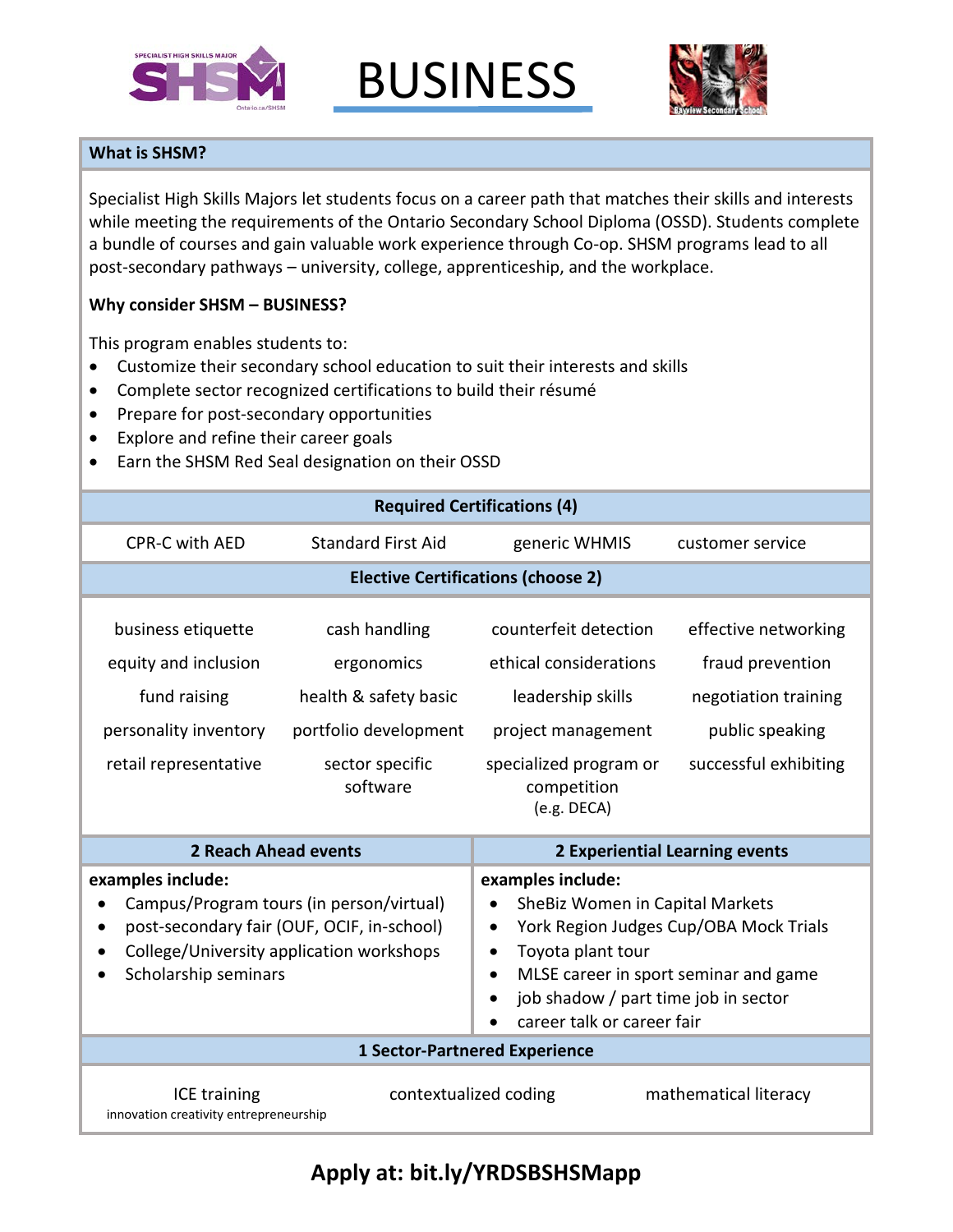# BUSINESS

## What is SHSM?

Specialist High Skills Majors let students focus on a career path that matches their skills and interests while meeting the requirements of the Ontario Secondary School Diploma (OSSD). Students complete a bundle of courses and gain valuable work experience through Co-op. SHSM programs lead to all post-secondary pathways – university, college, apprenticeship, and the workplace.

**Why consider SHSM – BUSINESS?**

This program enables students to:

- Customize their secondary school education to suit their interests and skills
- Complete sector recognized certifications to build their résumé
- Prepare for post-secondary opportunities
- Explore and refine their career goals
- Earn the SHSM Red Seal designation on their OSSD

| Required Certifications (4) | | | |
|---|---|---|---|
| CPR-C with AED | Standard First Aid | generic WHMIS | customer service |

| Elective Certifications (choose 2) | | | |
|---|---|---|---|
| business etiquette | cash handling | counterfeit detection | effective networking |
| equity and inclusion | ergonomics | ethical considerations | fraud prevention |
| fund raising | health & safety basic | leadership skills | negotiation training |
| personality inventory | portfolio development | project management | public speaking |
| retail representative | sector specific software | specialized program or competition (e.g. DECA) | successful exhibiting |

### 2 Reach Ahead events

**examples include:**

- Campus/Program tours (in person/virtual)
- post-secondary fair (OUF, OCIF, in-school)
- College/University application workshops
- Scholarship seminars

### 2 Experiential Learning events

**examples include:**

- SheBiz Women in Capital Markets
- York Region Judges Cup/OBA Mock Trials
- Toyota plant tour
- MLSE career in sport seminar and game
- job shadow / part time job in sector
- career talk or career fair

| 1 Sector-Partnered Experience | | |
|---|---|---|
| ICE training (innovation creativity entrepreneurship) | contextualized coding | mathematical literacy |

**Apply at: bit.ly/YRDSBSHSMapp**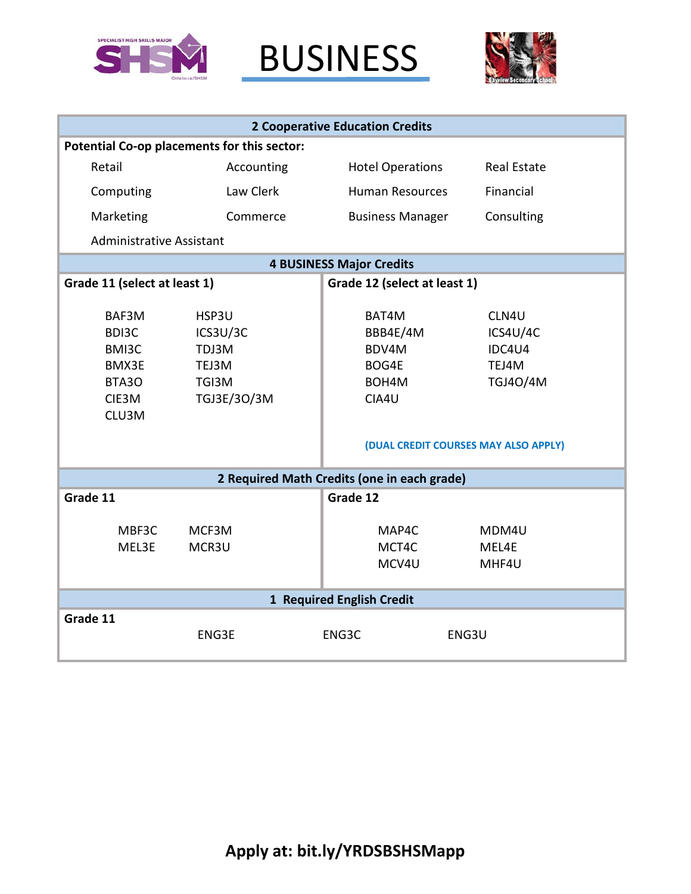# BUSINESS

| 2 Cooperative Education Credits | | | |
|---|---|---|---|
| **Potential Co-op placements for this sector:** | | | |
| Retail | Accounting | Hotel Operations | Real Estate |
| Computing | Law Clerk | Human Resources | Financial |
| Marketing | Commerce | Business Manager | Consulting |
| Administrative Assistant | | | |

| 4 BUSINESS Major Credits | | | |
|---|---|---|---|
| **Grade 11 (select at least 1)** | | **Grade 12 (select at least 1)** | |
| BAF3M | HSP3U | BAT4M | CLN4U |
| BDI3C | ICS3U/3C | BBB4E/4M | ICS4U/4C |
| BMI3C | TDJ3M | BDV4M | IDC4U4 |
| BMX3E | TEJ3M | BOG4E | TEJ4M |
| BTA3O | TGI3M | BOH4M | TGJ4O/4M |
| CIE3M | TGJ3E/3O/3M | CIA4U | |
| CLU3M | | | |
| | | **(DUAL CREDIT COURSES MAY ALSO APPLY)** | |

| 2 Required Math Credits (one in each grade) | | | |
|---|---|---|---|
| **Grade 11** | | **Grade 12** | |
| MBF3C | MCF3M | MAP4C | MDM4U |
| MEL3E | MCR3U | MCT4C | MEL4E |
| | | MCV4U | MHF4U |

| 1 Required English Credit | | | |
|---|---|---|---|
| **Grade 11** | ENG3E | ENG3C | ENG3U |

**Apply at: bit.ly/YRDSBSHSMapp**